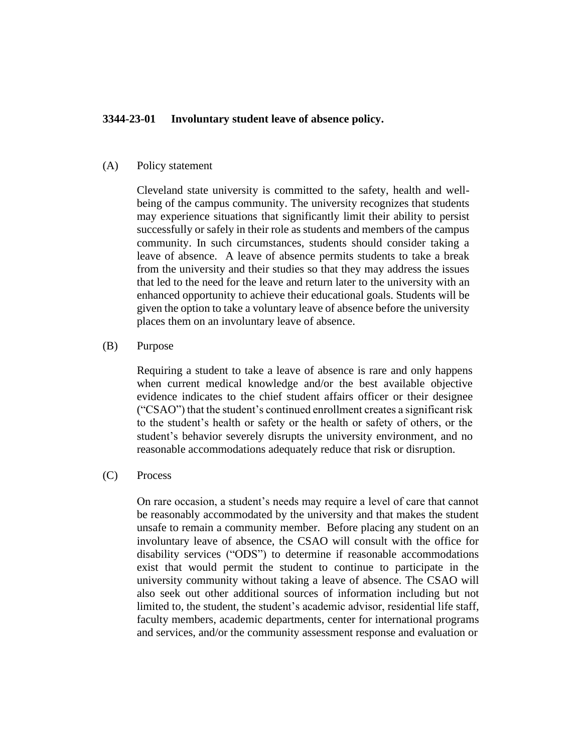**3344-23-01 Involuntary student leave of absence policy.**

(A) Policy statement

Cleveland state university is committed to the safety, health and well-being of the campus community. The university recognizes that students may experience situations that significantly limit their ability to persist successfully or safely in their role as students and members of the campus community. In such circumstances, students should consider taking a leave of absence. A leave of absence permits students to take a break from the university and their studies so that they may address the issues that led to the need for the leave and return later to the university with an enhanced opportunity to achieve their educational goals. Students will be given the option to take a voluntary leave of absence before the university places them on an involuntary leave of absence.

(B) Purpose

Requiring a student to take a leave of absence is rare and only happens when current medical knowledge and/or the best available objective evidence indicates to the chief student affairs officer or their designee ("CSAO") that the student's continued enrollment creates a significant risk to the student's health or safety or the health or safety of others, or the student's behavior severely disrupts the university environment, and no reasonable accommodations adequately reduce that risk or disruption.

(C) Process

On rare occasion, a student's needs may require a level of care that cannot be reasonably accommodated by the university and that makes the student unsafe to remain a community member. Before placing any student on an involuntary leave of absence, the CSAO will consult with the office for disability services ("ODS") to determine if reasonable accommodations exist that would permit the student to continue to participate in the university community without taking a leave of absence. The CSAO will also seek out other additional sources of information including but not limited to, the student, the student's academic advisor, residential life staff, faculty members, academic departments, center for international programs and services, and/or the community assessment response and evaluation or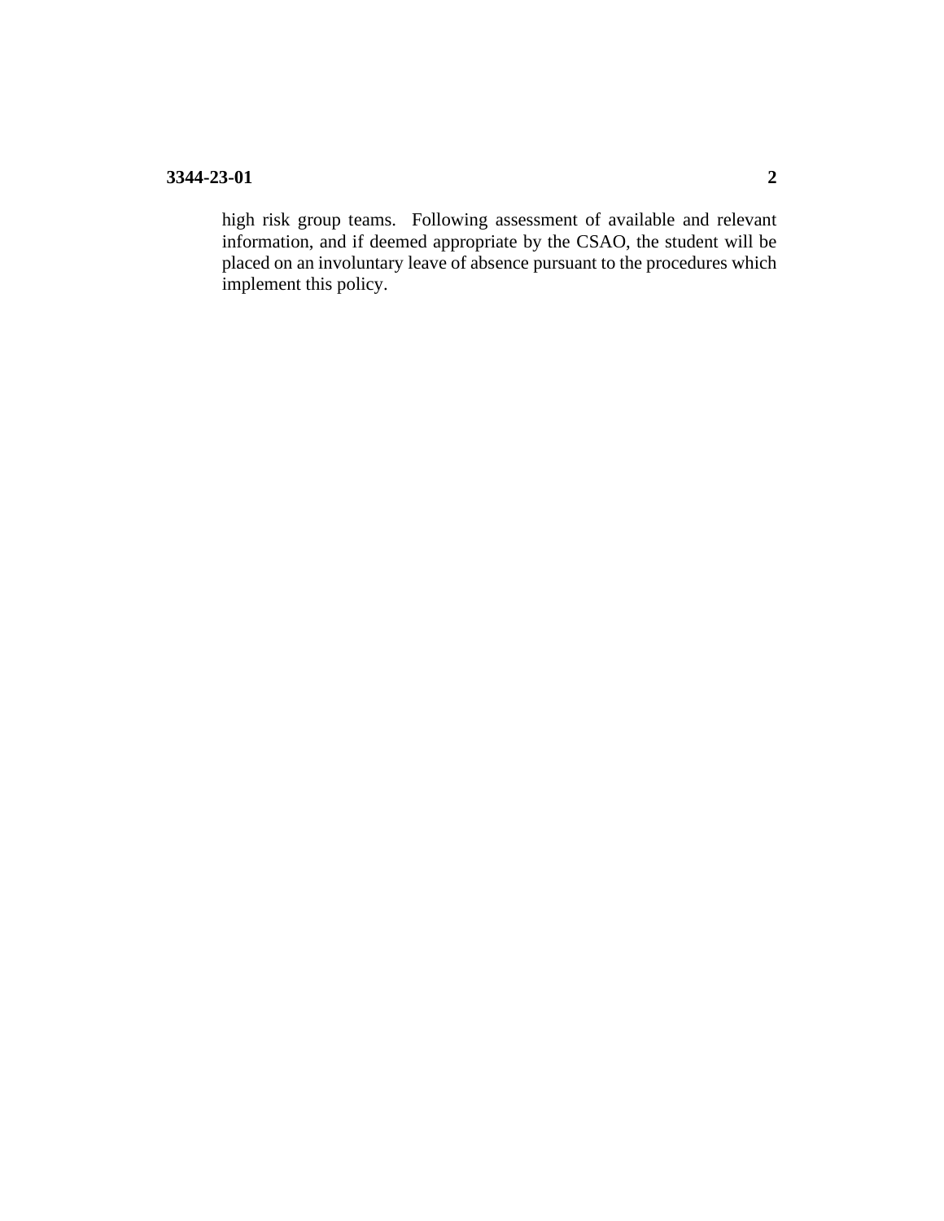high risk group teams. Following assessment of available and relevant information, and if deemed appropriate by the CSAO, the student will be placed on an involuntary leave of absence pursuant to the procedures which implement this policy.